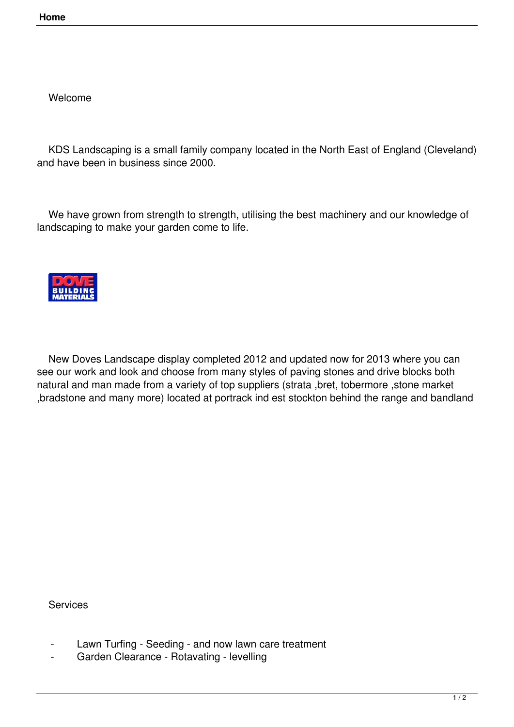Welcome

KDS Landscaping is a small family company located in the North East of England (Cleveland) and have been in business since 2000.

We have grown from strength to strength, utilising the best machinery and our knowledge of landscaping to make your garden come to life.

New Doves Landscape display completed 2012 and updated now for 2013 where you can see our work and look and choose from many styles of paving stones and drive blocks both natural and man made from a variety of top suppliers (strata ,bret, tobermore ,stone market ,bradstone and many more) located at portrack ind est stockton behind the range and bandland

Services

- Lawn Turfing - Seeding - and now lawn care treatment
- Garden Clearance - Rotavating - levelling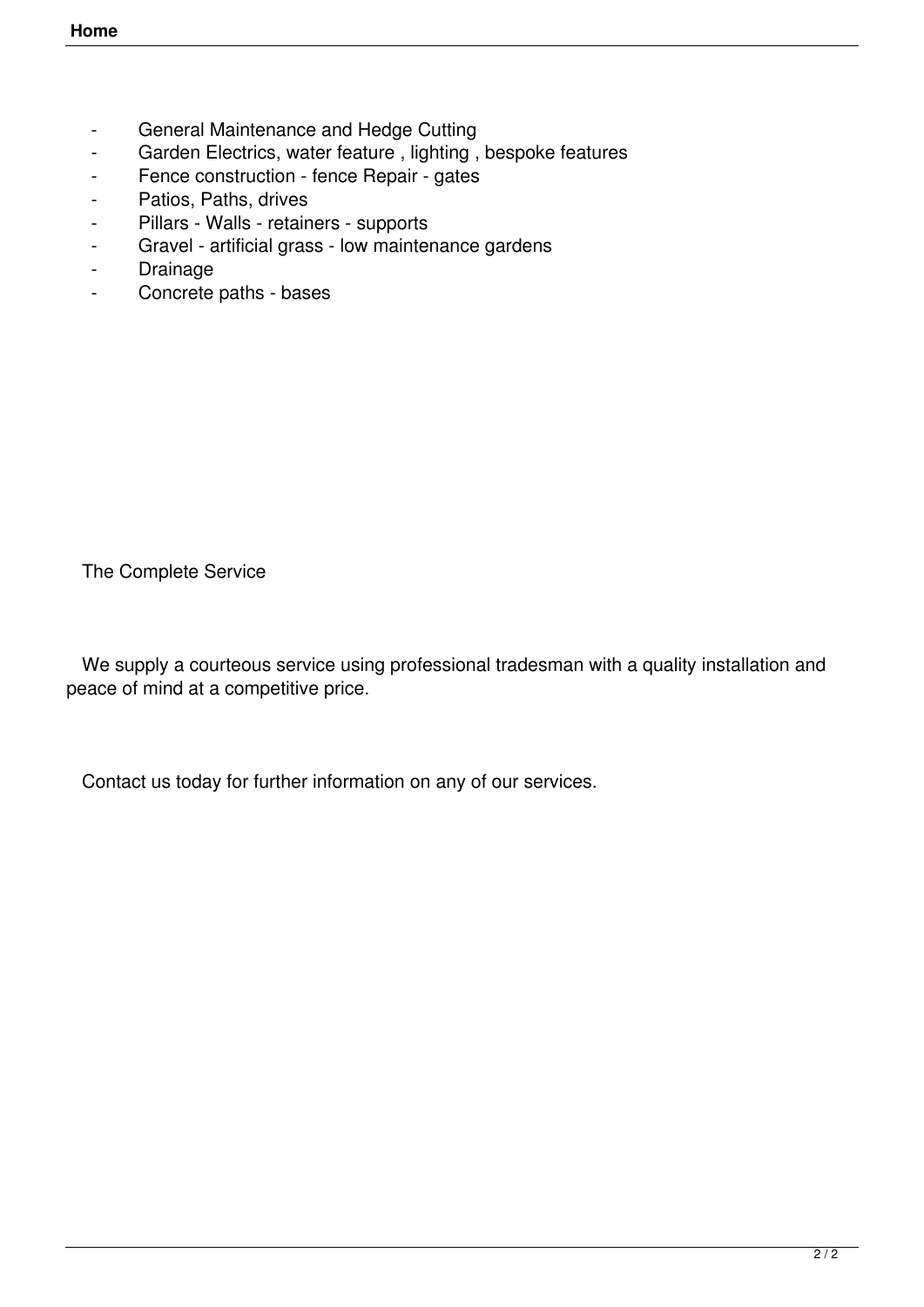- General Maintenance and Hedge Cutting
- Garden Electrics, water feature , lighting , bespoke features
- Fence construction - fence Repair - gates
- Patios, Paths, drives
- Pillars - Walls - retainers - supports
- Gravel - artificial grass - low maintenance gardens
- Drainage
- Concrete paths - bases

The Complete Service

We supply a courteous service using professional tradesman with a quality installation and peace of mind at a competitive price.

Contact us today for further information on any of our services.